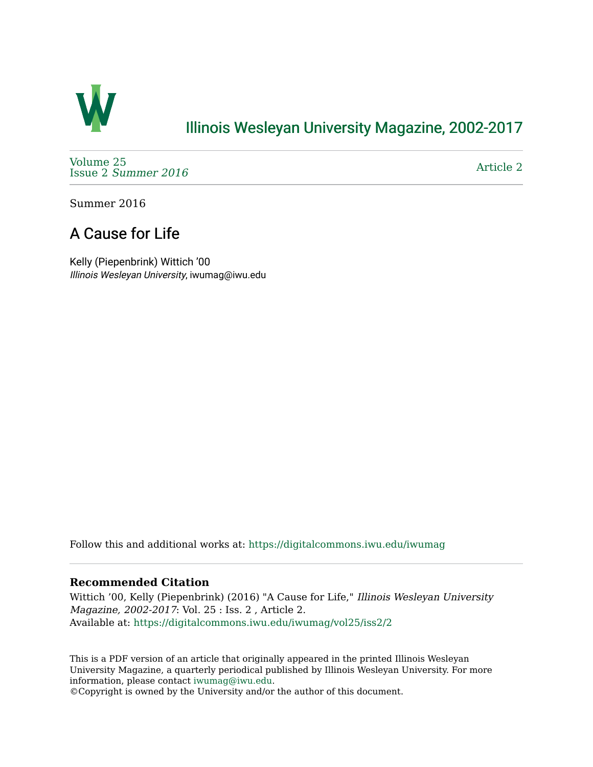# Illinois Wesleyan University Magazine, 2002-2017

Volume 25
Issue 2 *Summer 2016*

Article 2

Summer 2016

## A Cause for Life

Kelly (Piepenbrink) Wittich '00
*Illinois Wesleyan University*, iwumag@iwu.edu

Follow this and additional works at: https://digitalcommons.iwu.edu/iwumag

### Recommended Citation

Wittich '00, Kelly (Piepenbrink) (2016) "A Cause for Life," *Illinois Wesleyan University Magazine, 2002-2017*: Vol. 25 : Iss. 2 , Article 2.
Available at: https://digitalcommons.iwu.edu/iwumag/vol25/iss2/2

This is a PDF version of an article that originally appeared in the printed Illinois Wesleyan University Magazine, a quarterly periodical published by Illinois Wesleyan University. For more information, please contact iwumag@iwu.edu.
©Copyright is owned by the University and/or the author of this document.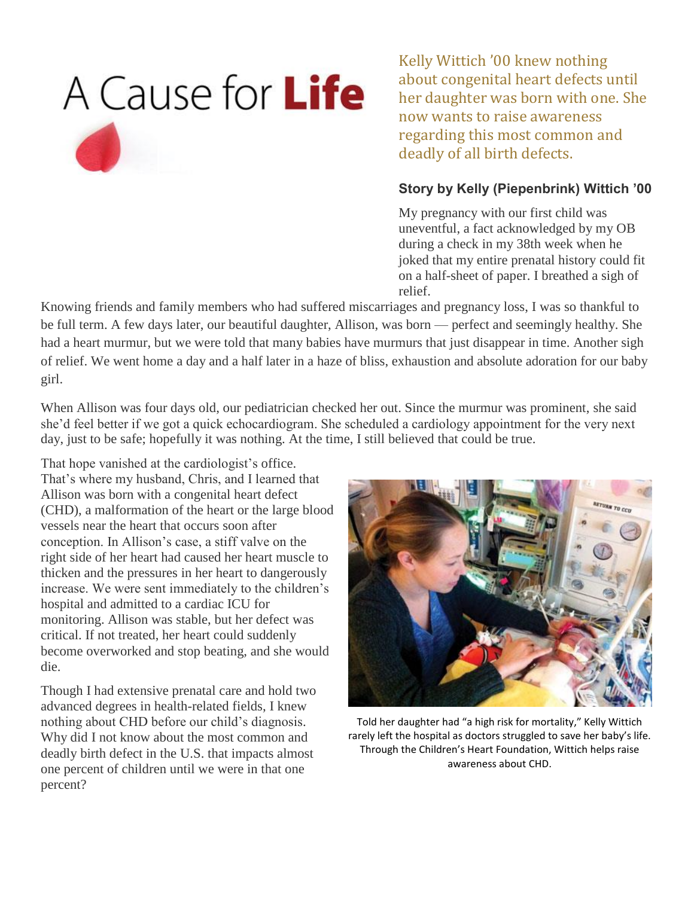# A Cause for **Life**

Kelly Wittich '00 knew nothing about congenital heart defects until her daughter was born with one. She now wants to raise awareness regarding this most common and deadly of all birth defects.

**Story by Kelly (Piepenbrink) Wittich '00**

My pregnancy with our first child was uneventful, a fact acknowledged by my OB during a check in my 38th week when he joked that my entire prenatal history could fit on a half-sheet of paper. I breathed a sigh of relief. Knowing friends and family members who had suffered miscarriages and pregnancy loss, I was so thankful to be full term. A few days later, our beautiful daughter, Allison, was born — perfect and seemingly healthy. She had a heart murmur, but we were told that many babies have murmurs that just disappear in time. Another sigh of relief. We went home a day and a half later in a haze of bliss, exhaustion and absolute adoration for our baby girl.

When Allison was four days old, our pediatrician checked her out. Since the murmur was prominent, she said she'd feel better if we got a quick echocardiogram. She scheduled a cardiology appointment for the very next day, just to be safe; hopefully it was nothing. At the time, I still believed that could be true.

That hope vanished at the cardiologist's office. That's where my husband, Chris, and I learned that Allison was born with a congenital heart defect (CHD), a malformation of the heart or the large blood vessels near the heart that occurs soon after conception. In Allison's case, a stiff valve on the right side of her heart had caused her heart muscle to thicken and the pressures in her heart to dangerously increase. We were sent immediately to the children's hospital and admitted to a cardiac ICU for monitoring. Allison was stable, but her defect was critical. If not treated, her heart could suddenly become overworked and stop beating, and she would die.

Though I had extensive prenatal care and hold two advanced degrees in health-related fields, I knew nothing about CHD before our child's diagnosis. Why did I not know about the most common and deadly birth defect in the U.S. that impacts almost one percent of children until we were in that one percent?

Told her daughter had "a high risk for mortality," Kelly Wittich rarely left the hospital as doctors struggled to save her baby's life. Through the Children's Heart Foundation, Wittich helps raise awareness about CHD.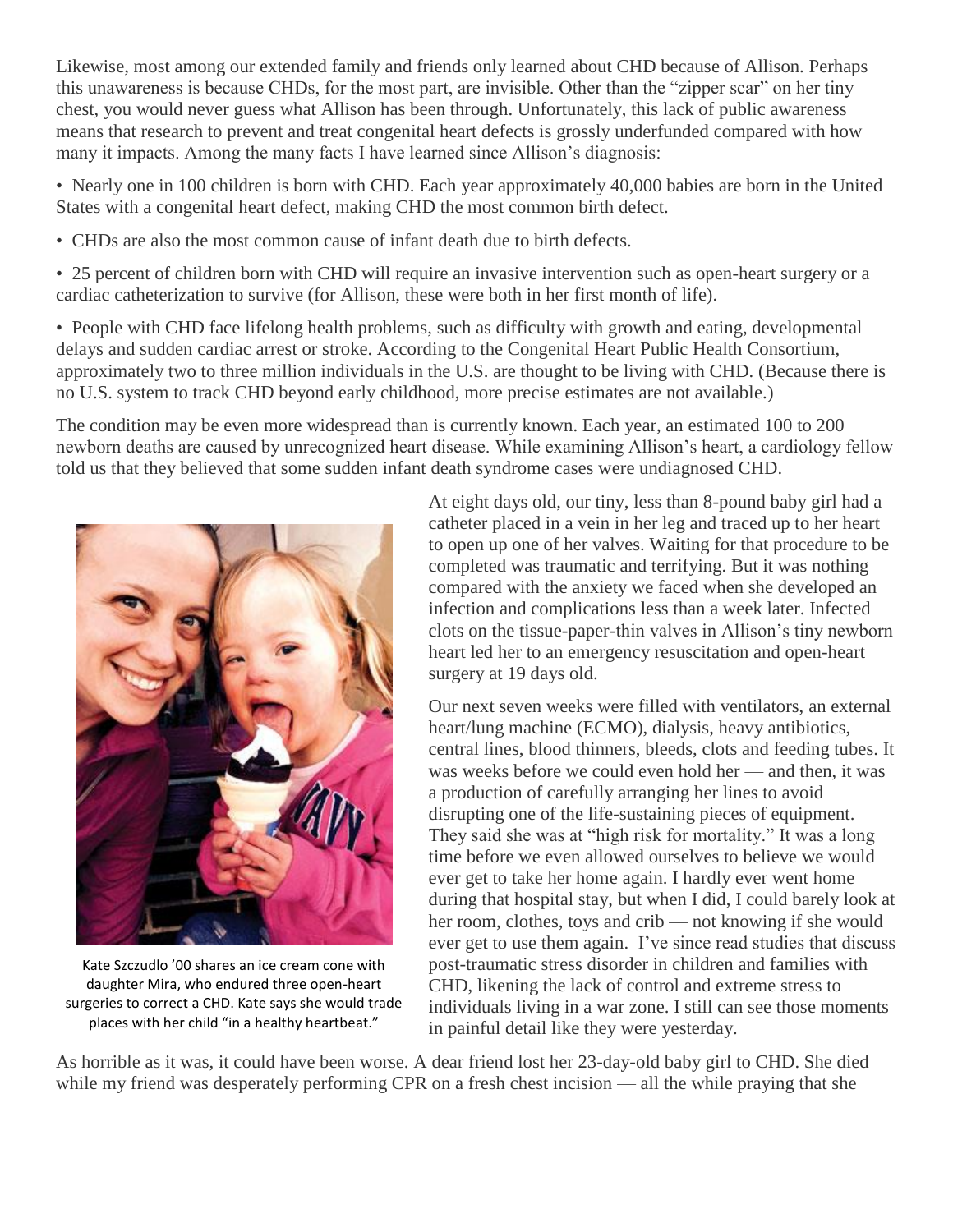Likewise, most among our extended family and friends only learned about CHD because of Allison. Perhaps this unawareness is because CHDs, for the most part, are invisible. Other than the "zipper scar" on her tiny chest, you would never guess what Allison has been through. Unfortunately, this lack of public awareness means that research to prevent and treat congenital heart defects is grossly underfunded compared with how many it impacts. Among the many facts I have learned since Allison's diagnosis:

- Nearly one in 100 children is born with CHD. Each year approximately 40,000 babies are born in the United States with a congenital heart defect, making CHD the most common birth defect.
- CHDs are also the most common cause of infant death due to birth defects.
- 25 percent of children born with CHD will require an invasive intervention such as open-heart surgery or a cardiac catheterization to survive (for Allison, these were both in her first month of life).
- People with CHD face lifelong health problems, such as difficulty with growth and eating, developmental delays and sudden cardiac arrest or stroke. According to the Congenital Heart Public Health Consortium, approximately two to three million individuals in the U.S. are thought to be living with CHD. (Because there is no U.S. system to track CHD beyond early childhood, more precise estimates are not available.)

The condition may be even more widespread than is currently known. Each year, an estimated 100 to 200 newborn deaths are caused by unrecognized heart disease. While examining Allison's heart, a cardiology fellow told us that they believed that some sudden infant death syndrome cases were undiagnosed CHD.

Kate Szczudlo '00 shares an ice cream cone with daughter Mira, who endured three open-heart surgeries to correct a CHD. Kate says she would trade places with her child "in a healthy heartbeat."

At eight days old, our tiny, less than 8-pound baby girl had a catheter placed in a vein in her leg and traced up to her heart to open up one of her valves. Waiting for that procedure to be completed was traumatic and terrifying. But it was nothing compared with the anxiety we faced when she developed an infection and complications less than a week later. Infected clots on the tissue-paper-thin valves in Allison's tiny newborn heart led her to an emergency resuscitation and open-heart surgery at 19 days old.

Our next seven weeks were filled with ventilators, an external heart/lung machine (ECMO), dialysis, heavy antibiotics, central lines, blood thinners, bleeds, clots and feeding tubes. It was weeks before we could even hold her — and then, it was a production of carefully arranging her lines to avoid disrupting one of the life-sustaining pieces of equipment. They said she was at "high risk for mortality." It was a long time before we even allowed ourselves to believe we would ever get to take her home again. I hardly ever went home during that hospital stay, but when I did, I could barely look at her room, clothes, toys and crib — not knowing if she would ever get to use them again. I've since read studies that discuss post-traumatic stress disorder in children and families with CHD, likening the lack of control and extreme stress to individuals living in a war zone. I still can see those moments in painful detail like they were yesterday.

As horrible as it was, it could have been worse. A dear friend lost her 23-day-old baby girl to CHD. She died while my friend was desperately performing CPR on a fresh chest incision — all the while praying that she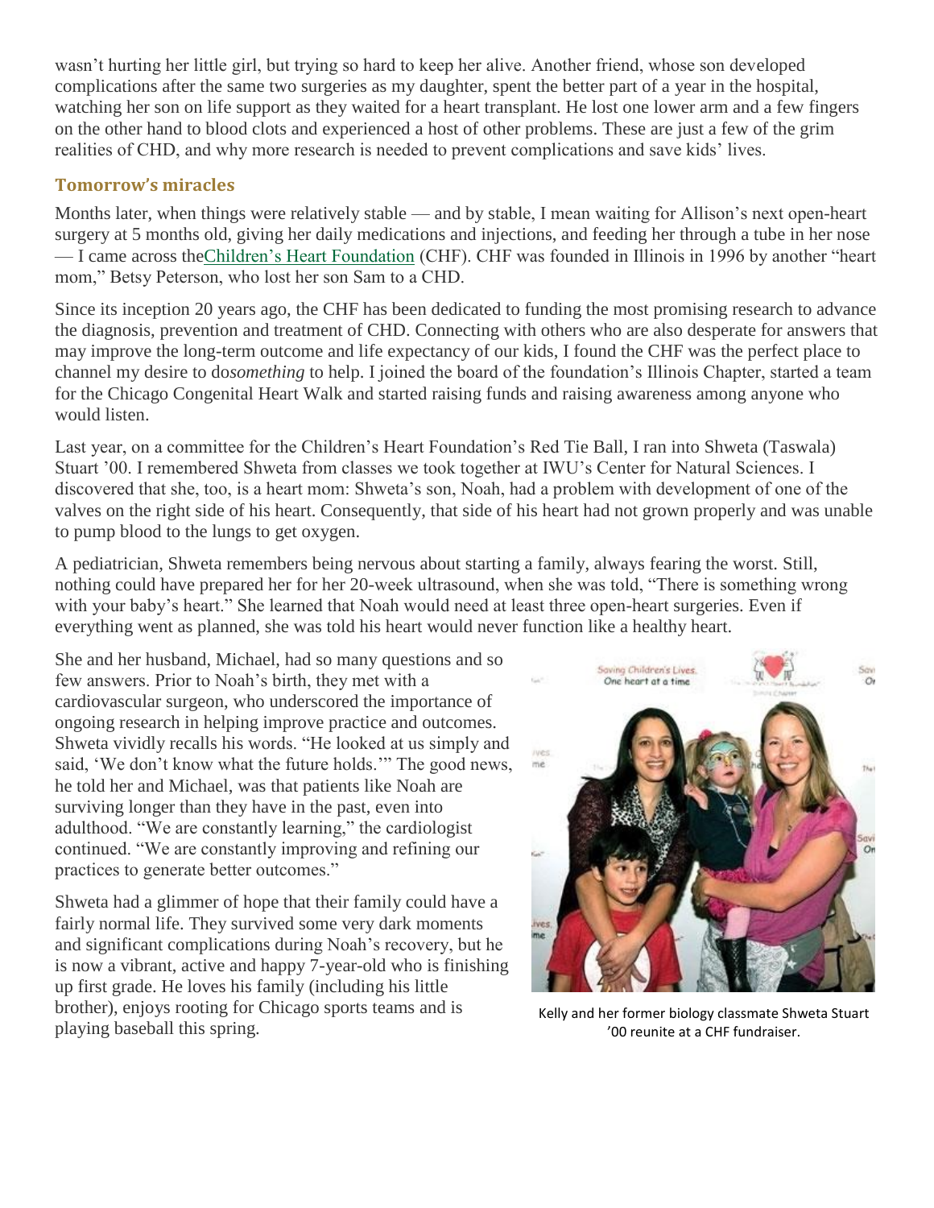wasn't hurting her little girl, but trying so hard to keep her alive. Another friend, whose son developed complications after the same two surgeries as my daughter, spent the better part of a year in the hospital, watching her son on life support as they waited for a heart transplant. He lost one lower arm and a few fingers on the other hand to blood clots and experienced a host of other problems. These are just a few of the grim realities of CHD, and why more research is needed to prevent complications and save kids' lives.

### Tomorrow's miracles

Months later, when things were relatively stable — and by stable, I mean waiting for Allison's next open-heart surgery at 5 months old, giving her daily medications and injections, and feeding her through a tube in her nose — I came across theChildren's Heart Foundation (CHF). CHF was founded in Illinois in 1996 by another "heart mom," Betsy Peterson, who lost her son Sam to a CHD.

Since its inception 20 years ago, the CHF has been dedicated to funding the most promising research to advance the diagnosis, prevention and treatment of CHD. Connecting with others who are also desperate for answers that may improve the long-term outcome and life expectancy of our kids, I found the CHF was the perfect place to channel my desire to do*something* to help. I joined the board of the foundation's Illinois Chapter, started a team for the Chicago Congenital Heart Walk and started raising funds and raising awareness among anyone who would listen.

Last year, on a committee for the Children's Heart Foundation's Red Tie Ball, I ran into Shweta (Taswala) Stuart '00. I remembered Shweta from classes we took together at IWU's Center for Natural Sciences. I discovered that she, too, is a heart mom: Shweta's son, Noah, had a problem with development of one of the valves on the right side of his heart. Consequently, that side of his heart had not grown properly and was unable to pump blood to the lungs to get oxygen.

A pediatrician, Shweta remembers being nervous about starting a family, always fearing the worst. Still, nothing could have prepared her for her 20-week ultrasound, when she was told, "There is something wrong with your baby's heart." She learned that Noah would need at least three open-heart surgeries. Even if everything went as planned, she was told his heart would never function like a healthy heart.

She and her husband, Michael, had so many questions and so few answers. Prior to Noah's birth, they met with a cardiovascular surgeon, who underscored the importance of ongoing research in helping improve practice and outcomes. Shweta vividly recalls his words. "He looked at us simply and said, 'We don't know what the future holds.'" The good news, he told her and Michael, was that patients like Noah are surviving longer than they have in the past, even into adulthood. "We are constantly learning," the cardiologist continued. "We are constantly improving and refining our practices to generate better outcomes."

Shweta had a glimmer of hope that their family could have a fairly normal life. They survived some very dark moments and significant complications during Noah's recovery, but he is now a vibrant, active and happy 7-year-old who is finishing up first grade. He loves his family (including his little brother), enjoys rooting for Chicago sports teams and is playing baseball this spring.

Kelly and her former biology classmate Shweta Stuart '00 reunite at a CHF fundraiser.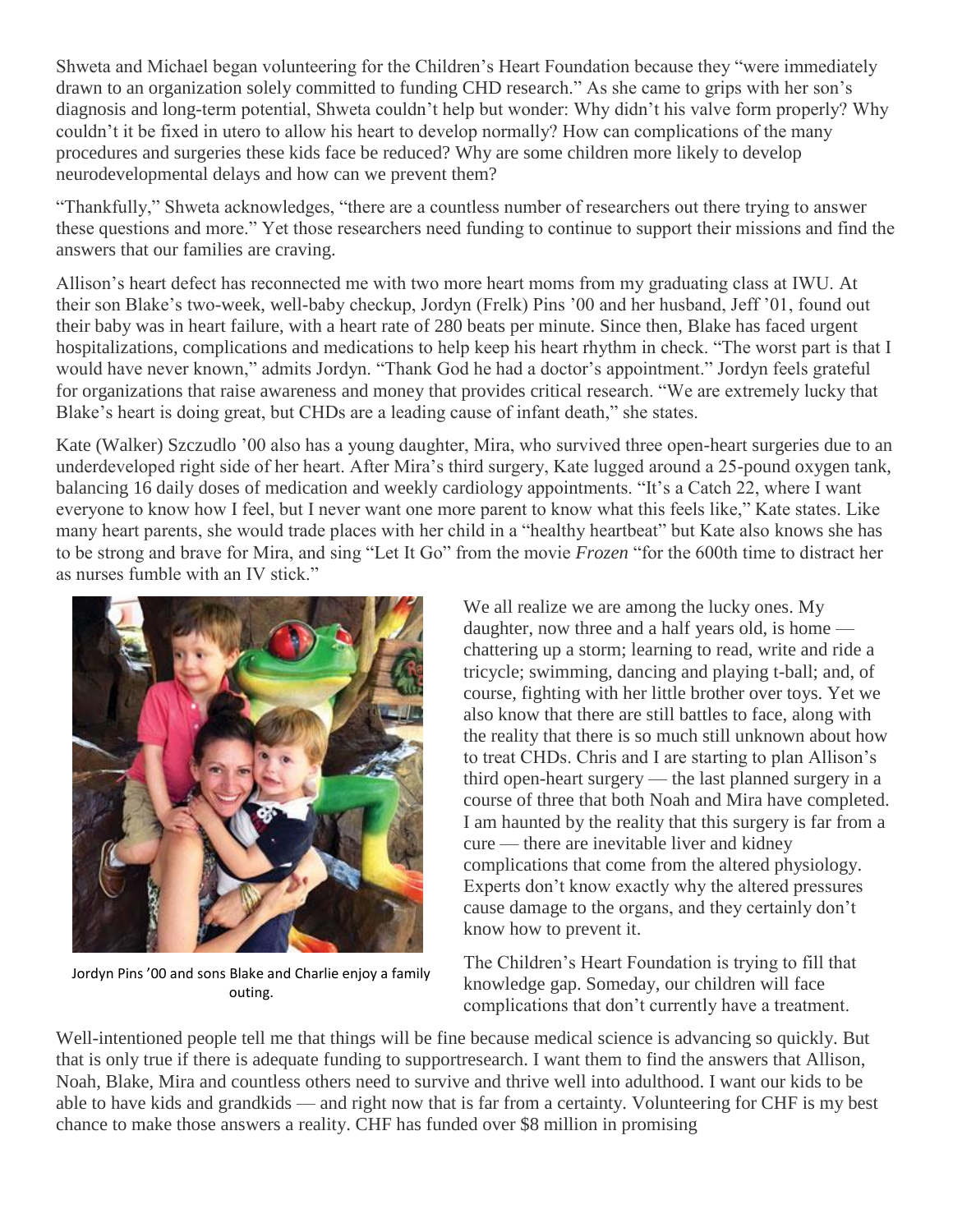Shweta and Michael began volunteering for the Children's Heart Foundation because they "were immediately drawn to an organization solely committed to funding CHD research." As she came to grips with her son's diagnosis and long-term potential, Shweta couldn't help but wonder: Why didn't his valve form properly? Why couldn't it be fixed in utero to allow his heart to develop normally? How can complications of the many procedures and surgeries these kids face be reduced? Why are some children more likely to develop neurodevelopmental delays and how can we prevent them?

"Thankfully," Shweta acknowledges, "there are a countless number of researchers out there trying to answer these questions and more." Yet those researchers need funding to continue to support their missions and find the answers that our families are craving.

Allison's heart defect has reconnected me with two more heart moms from my graduating class at IWU. At their son Blake's two-week, well-baby checkup, Jordyn (Frelk) Pins '00 and her husband, Jeff '01, found out their baby was in heart failure, with a heart rate of 280 beats per minute. Since then, Blake has faced urgent hospitalizations, complications and medications to help keep his heart rhythm in check. "The worst part is that I would have never known," admits Jordyn. "Thank God he had a doctor's appointment." Jordyn feels grateful for organizations that raise awareness and money that provides critical research. "We are extremely lucky that Blake's heart is doing great, but CHDs are a leading cause of infant death," she states.

Kate (Walker) Szczudlo '00 also has a young daughter, Mira, who survived three open-heart surgeries due to an underdeveloped right side of her heart. After Mira's third surgery, Kate lugged around a 25-pound oxygen tank, balancing 16 daily doses of medication and weekly cardiology appointments. "It's a Catch 22, where I want everyone to know how I feel, but I never want one more parent to know what this feels like," Kate states. Like many heart parents, she would trade places with her child in a "healthy heartbeat" but Kate also knows she has to be strong and brave for Mira, and sing "Let It Go" from the movie *Frozen* "for the 600th time to distract her as nurses fumble with an IV stick."

Jordyn Pins '00 and sons Blake and Charlie enjoy a family outing.

We all realize we are among the lucky ones. My daughter, now three and a half years old, is home — chattering up a storm; learning to read, write and ride a tricycle; swimming, dancing and playing t-ball; and, of course, fighting with her little brother over toys. Yet we also know that there are still battles to face, along with the reality that there is so much still unknown about how to treat CHDs. Chris and I are starting to plan Allison's third open-heart surgery — the last planned surgery in a course of three that both Noah and Mira have completed. I am haunted by the reality that this surgery is far from a cure — there are inevitable liver and kidney complications that come from the altered physiology. Experts don't know exactly why the altered pressures cause damage to the organs, and they certainly don't know how to prevent it.

The Children's Heart Foundation is trying to fill that knowledge gap. Someday, our children will face complications that don't currently have a treatment.

Well-intentioned people tell me that things will be fine because medical science is advancing so quickly. But that is only true if there is adequate funding to supportresearch. I want them to find the answers that Allison, Noah, Blake, Mira and countless others need to survive and thrive well into adulthood. I want our kids to be able to have kids and grandkids — and right now that is far from a certainty. Volunteering for CHF is my best chance to make those answers a reality. CHF has funded over $8 million in promising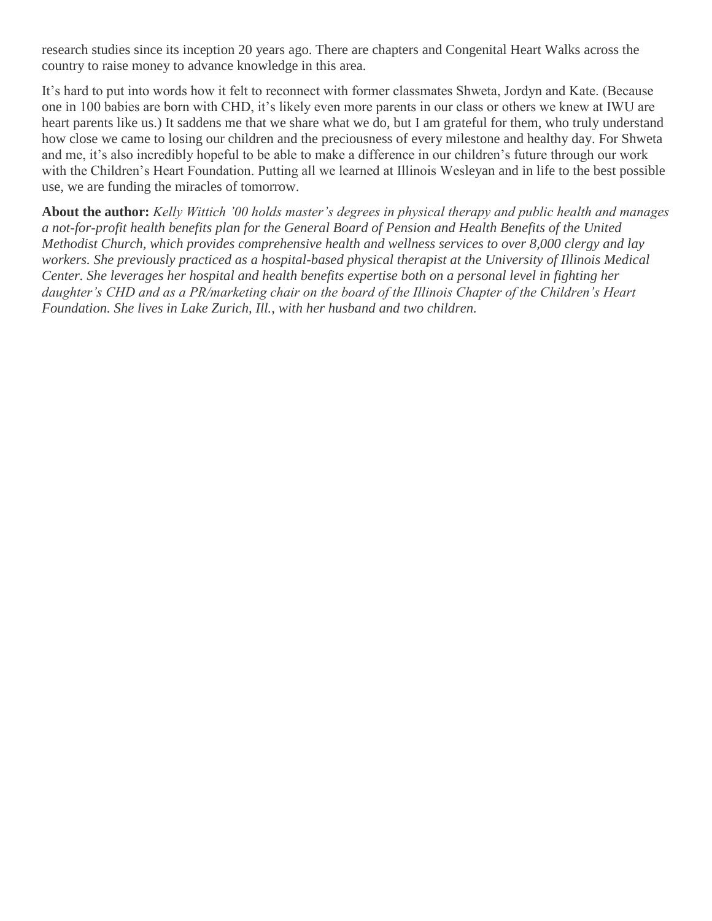research studies since its inception 20 years ago. There are chapters and Congenital Heart Walks across the country to raise money to advance knowledge in this area.

It's hard to put into words how it felt to reconnect with former classmates Shweta, Jordyn and Kate. (Because one in 100 babies are born with CHD, it's likely even more parents in our class or others we knew at IWU are heart parents like us.) It saddens me that we share what we do, but I am grateful for them, who truly understand how close we came to losing our children and the preciousness of every milestone and healthy day. For Shweta and me, it's also incredibly hopeful to be able to make a difference in our children's future through our work with the Children's Heart Foundation. Putting all we learned at Illinois Wesleyan and in life to the best possible use, we are funding the miracles of tomorrow.

**About the author:** *Kelly Wittich '00 holds master's degrees in physical therapy and public health and manages a not-for-profit health benefits plan for the General Board of Pension and Health Benefits of the United Methodist Church, which provides comprehensive health and wellness services to over 8,000 clergy and lay workers. She previously practiced as a hospital-based physical therapist at the University of Illinois Medical Center. She leverages her hospital and health benefits expertise both on a personal level in fighting her daughter's CHD and as a PR/marketing chair on the board of the Illinois Chapter of the Children's Heart Foundation. She lives in Lake Zurich, Ill., with her husband and two children.*